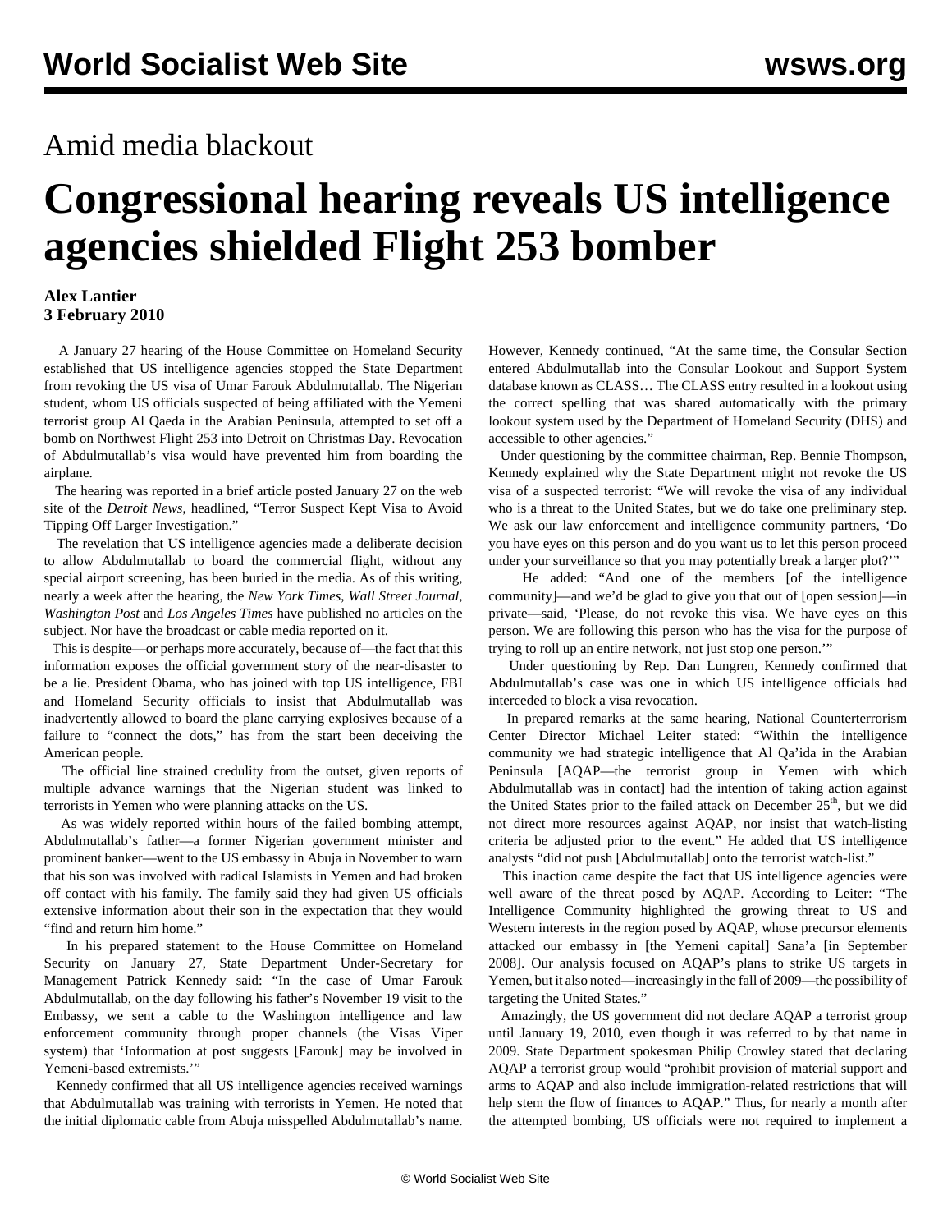## Amid media blackout

# Congressional hearing reveals US intelligence agencies shielded Flight 253 bomber

**Alex Lantier**
**3 February 2010**

A January 27 hearing of the House Committee on Homeland Security established that US intelligence agencies stopped the State Department from revoking the US visa of Umar Farouk Abdulmutallab. The Nigerian student, whom US officials suspected of being affiliated with the Yemeni terrorist group Al Qaeda in the Arabian Peninsula, attempted to set off a bomb on Northwest Flight 253 into Detroit on Christmas Day. Revocation of Abdulmutallab's visa would have prevented him from boarding the airplane.

The hearing was reported in a brief article posted January 27 on the web site of the *Detroit News*, headlined, "Terror Suspect Kept Visa to Avoid Tipping Off Larger Investigation."

The revelation that US intelligence agencies made a deliberate decision to allow Abdulmutallab to board the commercial flight, without any special airport screening, has been buried in the media. As of this writing, nearly a week after the hearing, the *New York Times*, *Wall Street Journal*, *Washington Post* and *Los Angeles Times* have published no articles on the subject. Nor have the broadcast or cable media reported on it.

This is despite—or perhaps more accurately, because of—the fact that this information exposes the official government story of the near-disaster to be a lie. President Obama, who has joined with top US intelligence, FBI and Homeland Security officials to insist that Abdulmutallab was inadvertently allowed to board the plane carrying explosives because of a failure to "connect the dots," has from the start been deceiving the American people.

The official line strained credulity from the outset, given reports of multiple advance warnings that the Nigerian student was linked to terrorists in Yemen who were planning attacks on the US.

As was widely reported within hours of the failed bombing attempt, Abdulmutallab's father—a former Nigerian government minister and prominent banker—went to the US embassy in Abuja in November to warn that his son was involved with radical Islamists in Yemen and had broken off contact with his family. The family said they had given US officials extensive information about their son in the expectation that they would "find and return him home."

In his prepared statement to the House Committee on Homeland Security on January 27, State Department Under-Secretary for Management Patrick Kennedy said: "In the case of Umar Farouk Abdulmutallab, on the day following his father's November 19 visit to the Embassy, we sent a cable to the Washington intelligence and law enforcement community through proper channels (the Visas Viper system) that 'Information at post suggests [Farouk] may be involved in Yemeni-based extremists.'"

Kennedy confirmed that all US intelligence agencies received warnings that Abdulmutallab was training with terrorists in Yemen. He noted that the initial diplomatic cable from Abuja misspelled Abdulmutallab's name. However, Kennedy continued, "At the same time, the Consular Section entered Abdulmutallab into the Consular Lookout and Support System database known as CLASS… The CLASS entry resulted in a lookout using the correct spelling that was shared automatically with the primary lookout system used by the Department of Homeland Security (DHS) and accessible to other agencies."

Under questioning by the committee chairman, Rep. Bennie Thompson, Kennedy explained why the State Department might not revoke the US visa of a suspected terrorist: "We will revoke the visa of any individual who is a threat to the United States, but we do take one preliminary step. We ask our law enforcement and intelligence community partners, 'Do you have eyes on this person and do you want us to let this person proceed under your surveillance so that you may potentially break a larger plot?'"

He added: "And one of the members [of the intelligence community]—and we'd be glad to give you that out of [open session]—in private—said, 'Please, do not revoke this visa. We have eyes on this person. We are following this person who has the visa for the purpose of trying to roll up an entire network, not just stop one person.'"

Under questioning by Rep. Dan Lungren, Kennedy confirmed that Abdulmutallab's case was one in which US intelligence officials had interceded to block a visa revocation.

In prepared remarks at the same hearing, National Counterterrorism Center Director Michael Leiter stated: "Within the intelligence community we had strategic intelligence that Al Qa'ida in the Arabian Peninsula [AQAP—the terrorist group in Yemen with which Abdulmutallab was in contact] had the intention of taking action against the United States prior to the failed attack on December 25th, but we did not direct more resources against AQAP, nor insist that watch-listing criteria be adjusted prior to the event." He added that US intelligence analysts "did not push [Abdulmutallab] onto the terrorist watch-list."

This inaction came despite the fact that US intelligence agencies were well aware of the threat posed by AQAP. According to Leiter: "The Intelligence Community highlighted the growing threat to US and Western interests in the region posed by AQAP, whose precursor elements attacked our embassy in [the Yemeni capital] Sana'a [in September 2008]. Our analysis focused on AQAP's plans to strike US targets in Yemen, but it also noted—increasingly in the fall of 2009—the possibility of targeting the United States."

Amazingly, the US government did not declare AQAP a terrorist group until January 19, 2010, even though it was referred to by that name in 2009. State Department spokesman Philip Crowley stated that declaring AQAP a terrorist group would "prohibit provision of material support and arms to AQAP and also include immigration-related restrictions that will help stem the flow of finances to AQAP." Thus, for nearly a month after the attempted bombing, US officials were not required to implement a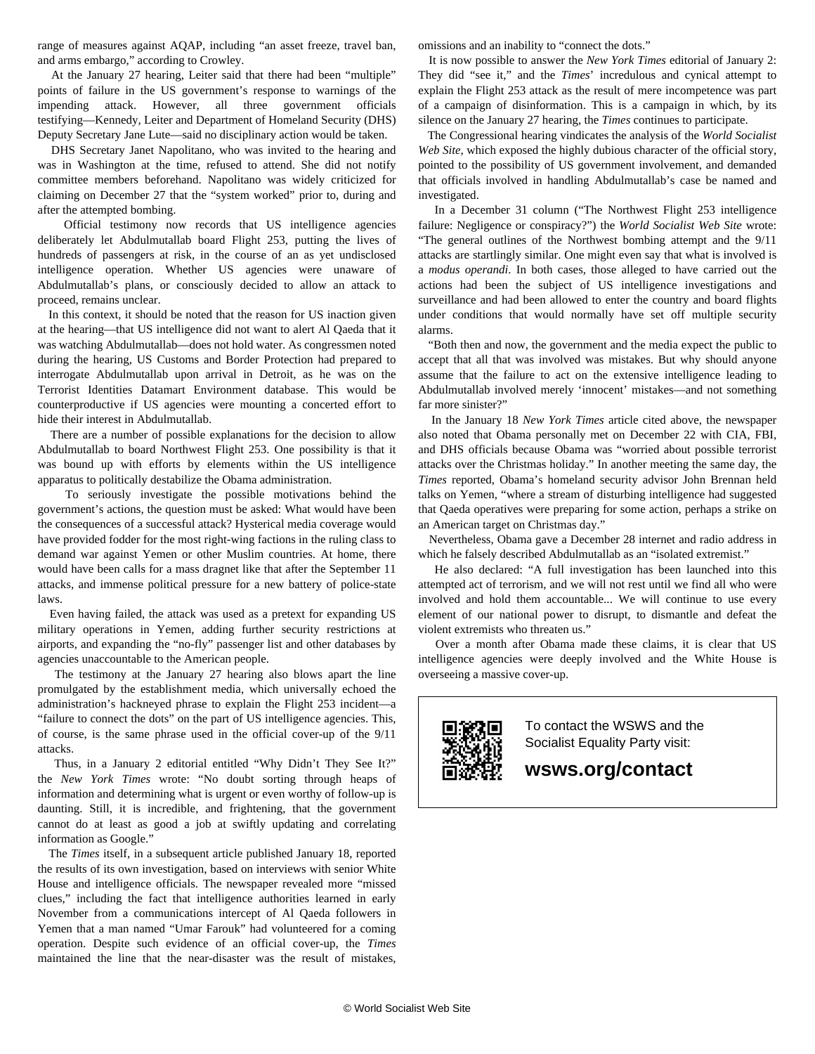range of measures against AQAP, including "an asset freeze, travel ban, and arms embargo," according to Crowley.

At the January 27 hearing, Leiter said that there had been "multiple" points of failure in the US government's response to warnings of the impending attack. However, all three government officials testifying—Kennedy, Leiter and Department of Homeland Security (DHS) Deputy Secretary Jane Lute—said no disciplinary action would be taken.

DHS Secretary Janet Napolitano, who was invited to the hearing and was in Washington at the time, refused to attend. She did not notify committee members beforehand. Napolitano was widely criticized for claiming on December 27 that the "system worked" prior to, during and after the attempted bombing.

Official testimony now records that US intelligence agencies deliberately let Abdulmutallab board Flight 253, putting the lives of hundreds of passengers at risk, in the course of an as yet undisclosed intelligence operation. Whether US agencies were unaware of Abdulmutallab's plans, or consciously decided to allow an attack to proceed, remains unclear.

In this context, it should be noted that the reason for US inaction given at the hearing—that US intelligence did not want to alert Al Qaeda that it was watching Abdulmutallab—does not hold water. As congressmen noted during the hearing, US Customs and Border Protection had prepared to interrogate Abdulmutallab upon arrival in Detroit, as he was on the Terrorist Identities Datamart Environment database. This would be counterproductive if US agencies were mounting a concerted effort to hide their interest in Abdulmutallab.

There are a number of possible explanations for the decision to allow Abdulmutallab to board Northwest Flight 253. One possibility is that it was bound up with efforts by elements within the US intelligence apparatus to politically destabilize the Obama administration.

To seriously investigate the possible motivations behind the government's actions, the question must be asked: What would have been the consequences of a successful attack? Hysterical media coverage would have provided fodder for the most right-wing factions in the ruling class to demand war against Yemen or other Muslim countries. At home, there would have been calls for a mass dragnet like that after the September 11 attacks, and immense political pressure for a new battery of police-state laws.

Even having failed, the attack was used as a pretext for expanding US military operations in Yemen, adding further security restrictions at airports, and expanding the "no-fly" passenger list and other databases by agencies unaccountable to the American people.

The testimony at the January 27 hearing also blows apart the line promulgated by the establishment media, which universally echoed the administration's hackneyed phrase to explain the Flight 253 incident—a "failure to connect the dots" on the part of US intelligence agencies. This, of course, is the same phrase used in the official cover-up of the 9/11 attacks.

Thus, in a January 2 editorial entitled "Why Didn't They See It?" the *New York Times* wrote: "No doubt sorting through heaps of information and determining what is urgent or even worthy of follow-up is daunting. Still, it is incredible, and frightening, that the government cannot do at least as good a job at swiftly updating and correlating information as Google."

The *Times* itself, in a subsequent article published January 18, reported the results of its own investigation, based on interviews with senior White House and intelligence officials. The newspaper revealed more "missed clues," including the fact that intelligence authorities learned in early November from a communications intercept of Al Qaeda followers in Yemen that a man named "Umar Farouk" had volunteered for a coming operation. Despite such evidence of an official cover-up, the *Times* maintained the line that the near-disaster was the result of mistakes, omissions and an inability to "connect the dots."

It is now possible to answer the *New York Times* editorial of January 2: They did "see it," and the *Times*' incredulous and cynical attempt to explain the Flight 253 attack as the result of mere incompetence was part of a campaign of disinformation. This is a campaign in which, by its silence on the January 27 hearing, the *Times* continues to participate.

The Congressional hearing vindicates the analysis of the *World Socialist Web Site*, which exposed the highly dubious character of the official story, pointed to the possibility of US government involvement, and demanded that officials involved in handling Abdulmutallab's case be named and investigated.

In a December 31 column ("The Northwest Flight 253 intelligence failure: Negligence or conspiracy?") the *World Socialist Web Site* wrote: "The general outlines of the Northwest bombing attempt and the 9/11 attacks are startlingly similar. One might even say that what is involved is a *modus operandi*. In both cases, those alleged to have carried out the actions had been the subject of US intelligence investigations and surveillance and had been allowed to enter the country and board flights under conditions that would normally have set off multiple security alarms.

"Both then and now, the government and the media expect the public to accept that all that was involved was mistakes. But why should anyone assume that the failure to act on the extensive intelligence leading to Abdulmutallab involved merely 'innocent' mistakes—and not something far more sinister?"

In the January 18 *New York Times* article cited above, the newspaper also noted that Obama personally met on December 22 with CIA, FBI, and DHS officials because Obama was "worried about possible terrorist attacks over the Christmas holiday." In another meeting the same day, the *Times* reported, Obama's homeland security advisor John Brennan held talks on Yemen, "where a stream of disturbing intelligence had suggested that Qaeda operatives were preparing for some action, perhaps a strike on an American target on Christmas day."

Nevertheless, Obama gave a December 28 internet and radio address in which he falsely described Abdulmutallab as an "isolated extremist."

He also declared: "A full investigation has been launched into this attempted act of terrorism, and we will not rest until we find all who were involved and hold them accountable... We will continue to use every element of our national power to disrupt, to dismantle and defeat the violent extremists who threaten us."

Over a month after Obama made these claims, it is clear that US intelligence agencies were deeply involved and the White House is overseeing a massive cover-up.

To contact the WSWS and the Socialist Equality Party visit:

**wsws.org/contact**